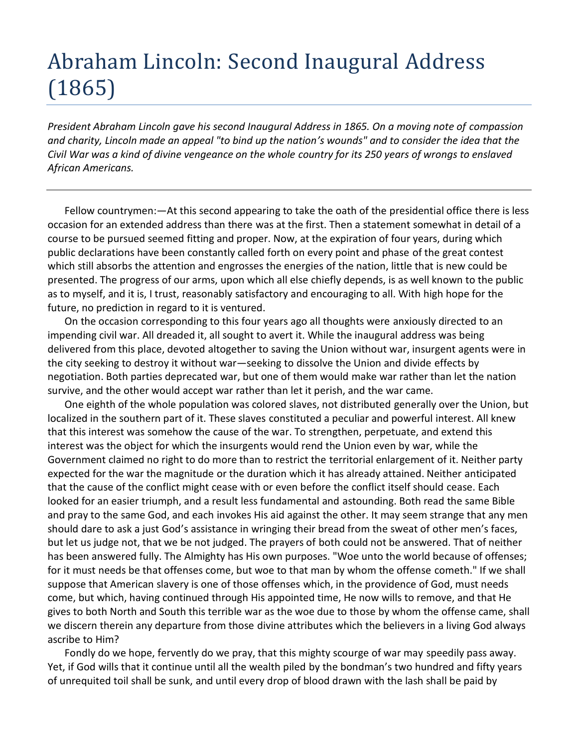# Abraham Lincoln: Second Inaugural Address (1865)

*President Abraham Lincoln gave his second Inaugural Address in 1865. On a moving note of compassion and charity, Lincoln made an appeal "to bind up the nation's wounds" and to consider the idea that the Civil War was a kind of divine vengeance on the whole country for its 250 years of wrongs to enslaved African Americans.*

---

Fellow countrymen:—At this second appearing to take the oath of the presidential office there is less occasion for an extended address than there was at the first. Then a statement somewhat in detail of a course to be pursued seemed fitting and proper. Now, at the expiration of four years, during which public declarations have been constantly called forth on every point and phase of the great contest which still absorbs the attention and engrosses the energies of the nation, little that is new could be presented. The progress of our arms, upon which all else chiefly depends, is as well known to the public as to myself, and it is, I trust, reasonably satisfactory and encouraging to all. With high hope for the future, no prediction in regard to it is ventured.

On the occasion corresponding to this four years ago all thoughts were anxiously directed to an impending civil war. All dreaded it, all sought to avert it. While the inaugural address was being delivered from this place, devoted altogether to saving the Union without war, insurgent agents were in the city seeking to destroy it without war—seeking to dissolve the Union and divide effects by negotiation. Both parties deprecated war, but one of them would make war rather than let the nation survive, and the other would accept war rather than let it perish, and the war came.

One eighth of the whole population was colored slaves, not distributed generally over the Union, but localized in the southern part of it. These slaves constituted a peculiar and powerful interest. All knew that this interest was somehow the cause of the war. To strengthen, perpetuate, and extend this interest was the object for which the insurgents would rend the Union even by war, while the Government claimed no right to do more than to restrict the territorial enlargement of it. Neither party expected for the war the magnitude or the duration which it has already attained. Neither anticipated that the cause of the conflict might cease with or even before the conflict itself should cease. Each looked for an easier triumph, and a result less fundamental and astounding. Both read the same Bible and pray to the same God, and each invokes His aid against the other. It may seem strange that any men should dare to ask a just God's assistance in wringing their bread from the sweat of other men's faces, but let us judge not, that we be not judged. The prayers of both could not be answered. That of neither has been answered fully. The Almighty has His own purposes. "Woe unto the world because of offenses; for it must needs be that offenses come, but woe to that man by whom the offense cometh." If we shall suppose that American slavery is one of those offenses which, in the providence of God, must needs come, but which, having continued through His appointed time, He now wills to remove, and that He gives to both North and South this terrible war as the woe due to those by whom the offense came, shall we discern therein any departure from those divine attributes which the believers in a living God always ascribe to Him?

Fondly do we hope, fervently do we pray, that this mighty scourge of war may speedily pass away. Yet, if God wills that it continue until all the wealth piled by the bondman's two hundred and fifty years of unrequited toil shall be sunk, and until every drop of blood drawn with the lash shall be paid by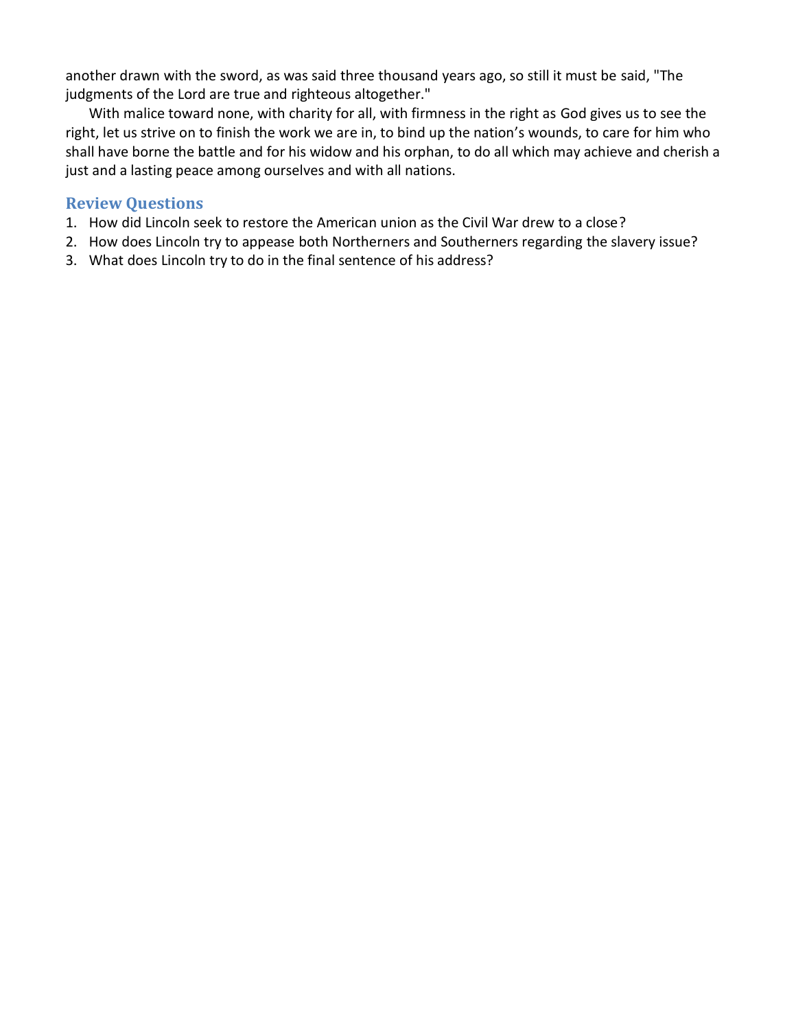another drawn with the sword, as was said three thousand years ago, so still it must be said, "The judgments of the Lord are true and righteous altogether."

With malice toward none, with charity for all, with firmness in the right as God gives us to see the right, let us strive on to finish the work we are in, to bind up the nation's wounds, to care for him who shall have borne the battle and for his widow and his orphan, to do all which may achieve and cherish a just and a lasting peace among ourselves and with all nations.

## Review Questions

1. How did Lincoln seek to restore the American union as the Civil War drew to a close?
2. How does Lincoln try to appease both Northerners and Southerners regarding the slavery issue?
3. What does Lincoln try to do in the final sentence of his address?